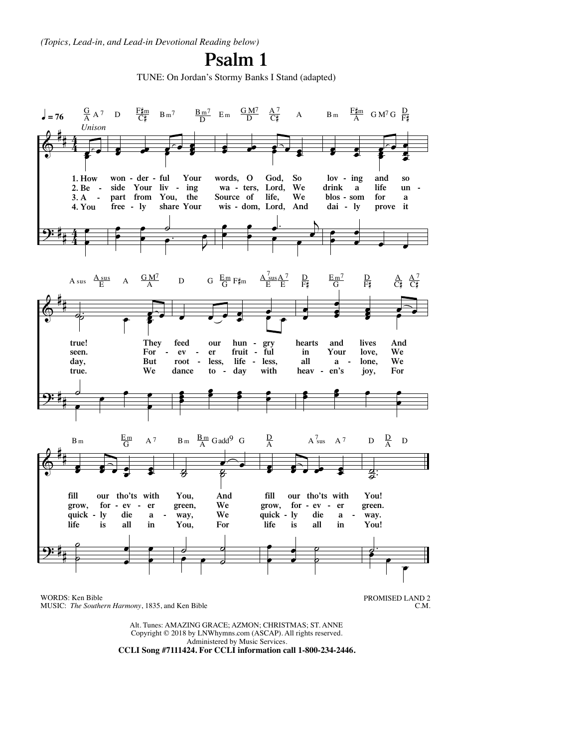*(Topics, Lead-in, and Lead-in Devotional Reading below)*

# Psalm 1

TUNE: On Jordan's Stormy Banks I Stand (adapted)

1. How wonderful Your words, O God, So loving and so true! They feed our hungry hearts and lives And fill our tho'ts with You, And fill our tho'ts with You!
2. Beside Your living waters, Lord, We drink a life unseen. Forever fruitful in Your love, We grow, forever green, We grow, forever green.
3. Apart from You, the Source of life, We blossom for a day, But rootless, lifeless, all alone, We quickly die away, We quickly die away.
4. You freely share Your wisdom, Lord, And daily prove it true. We dance today with heaven's joy, For life is all in You, For life is all in You!

WORDS: Ken Bible
MUSIC: *The Southern Harmony*, 1835, and Ken Bible

PROMISED LAND 2
C.M.

Alt. Tunes: AMAZING GRACE; AZMON; CHRISTMAS; ST. ANNE
Copyright © 2018 by LNWhymns.com (ASCAP). All rights reserved.
Administered by Music Services.
**CCLI Song #7111424. For CCLI information call 1-800-234-2446.**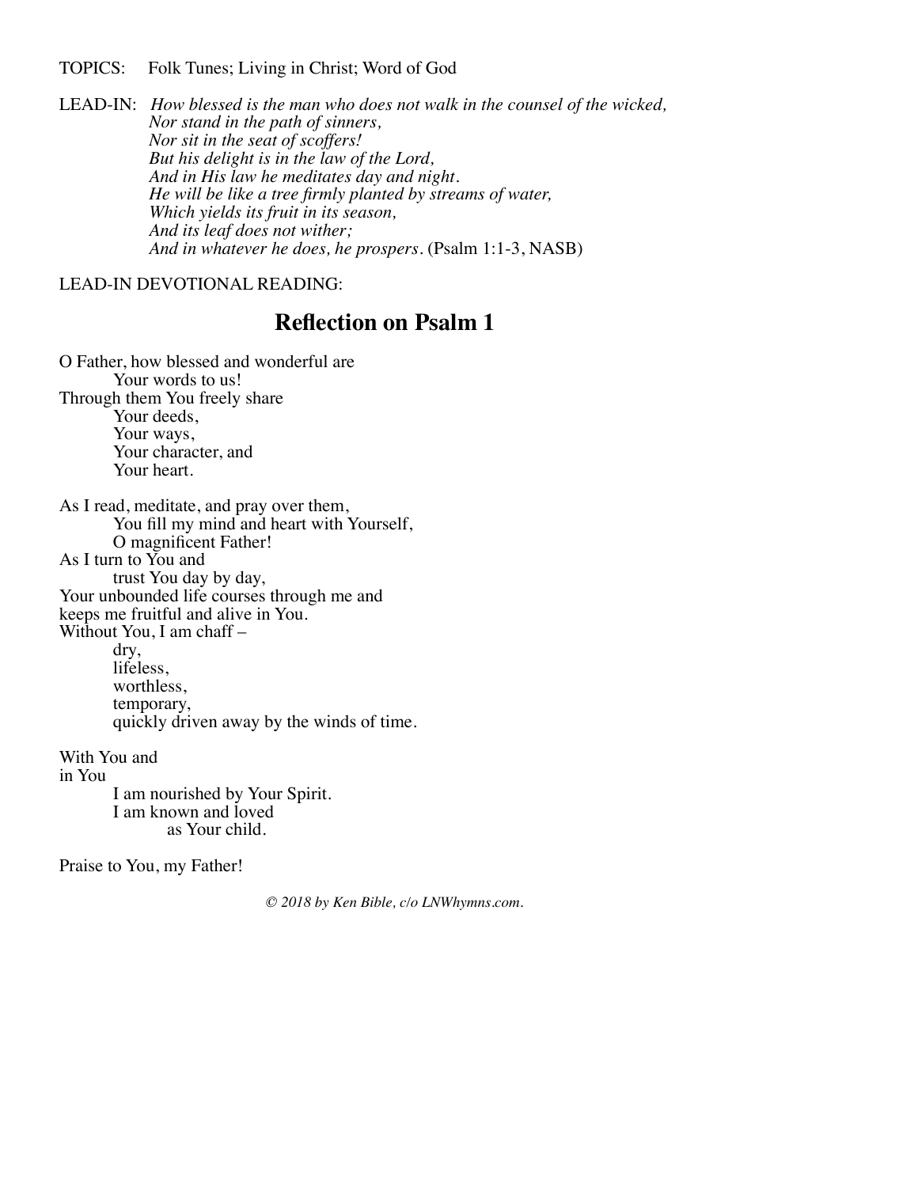TOPICS: Folk Tunes; Living in Christ; Word of God

LEAD-IN: *How blessed is the man who does not walk in the counsel of the wicked,*
*Nor stand in the path of sinners,*
*Nor sit in the seat of scoffers!*
*But his delight is in the law of the Lord,*
*And in His law he meditates day and night.*
*He will be like a tree firmly planted by streams of water,*
*Which yields its fruit in its season,*
*And its leaf does not wither;*
*And in whatever he does, he prospers.* (Psalm 1:1-3, NASB)

LEAD-IN DEVOTIONAL READING:

## Reflection on Psalm 1

O Father, how blessed and wonderful are
Your words to us!
Through them You freely share
Your deeds,
Your ways,
Your character, and
Your heart.

As I read, meditate, and pray over them,
You fill my mind and heart with Yourself,
O magnificent Father!
As I turn to You and
trust You day by day,
Your unbounded life courses through me and
keeps me fruitful and alive in You.
Without You, I am chaff –
dry,
lifeless,
worthless,
temporary,
quickly driven away by the winds of time.

With You and
in You
I am nourished by Your Spirit.
I am known and loved
as Your child.

Praise to You, my Father!

*© 2018 by Ken Bible, c/o LNWhymns.com.*